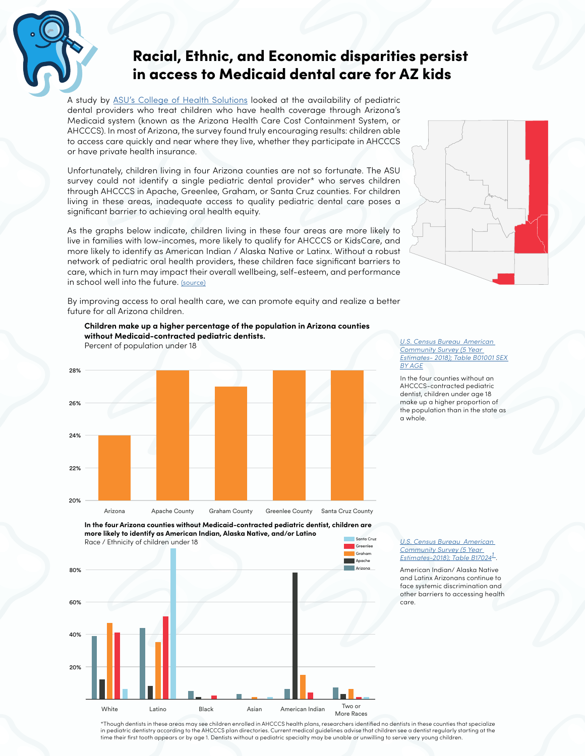# Racial, Ethnic, and Economic disparities persist in access to Medicaid dental care for AZ kids

A study by ASU's College of Health Solutions looked at the availability of pediatric dental providers who treat children who have health coverage through Arizona's Medicaid system (known as the Arizona Health Care Cost Containment System, or AHCCCS). In most of Arizona, the survey found truly encouraging results: children able to access care quickly and near where they live, whether they participate in AHCCCS or have private health insurance.

Unfortunately, children living in four Arizona counties are not so fortunate. The ASU survey could not identify a single pediatric dental provider* who serves children through AHCCCS in Apache, Greenlee, Graham, or Santa Cruz counties. For children living in these areas, inadequate access to quality pediatric dental care poses a significant barrier to achieving oral health equity.

As the graphs below indicate, children living in these four areas are more likely to live in families with low-incomes, more likely to qualify for AHCCCS or KidsCare, and more likely to identify as American Indian / Alaska Native or Latinx. Without a robust network of pediatric oral health providers, these children face significant barriers to care, which in turn may impact their overall wellbeing, self-esteem, and performance in school well into the future. (source)

By improving access to oral health care, we can promote equity and realize a better future for all Arizona children.

**Children make up a higher percentage of the population in Arizona counties without Medicaid-contracted pediatric dentists.**
Percent of population under 18

| Area | Percent under 18 |
|---|---|
| Arizona | 24% |
| Apache County | 28% |
| Graham County | 27% |
| Greenlee County | 28% |
| Santa Cruz County | 28% |

*U.S. Census Bureau American Community Survey (5 Year Estimates- 2018); Table B01001 SEX BY AGE*

In the four counties without an AHCCCS-contracted pediatric dentist, children under age 18 make up a higher proportion of the population than in the state as a whole.

**In the four Arizona counties without Medicaid-contracted pediatric dentist, children are more likely to identify as American Indian, Alaska Native, and/or Latino**
Race / Ethnicity of children under 18

| | Arizona | Apache | Graham | Greenlee | Santa Cruz |
|---|---|---|---|---|---|
| White | ~39% | ~12% | ~47% | ~41% | ~6% |
| Latino | ~44% | ~8% | ~35% | ~51% | ~93% |
| Black | ~5% | ~1% | ~0% | ~2% | ~0% |
| Asian | ~3% | ~0% | ~1% | ~0% | ~1% |
| American Indian | ~6% | ~78% | ~15% | ~4% | ~0% |
| Two or More Races | ~7% | ~3% | ~6% | ~1% | ~1% |

*U.S. Census Bureau American Community Survey (5 Year Estimates-2018); Table B17024*[1].

American Indian/ Alaska Native and Latinx Arizonans continue to face systemic discrimination and other barriers to accessing health care.

*Though dentists in these areas may see children enrolled in AHCCCS health plans, researchers identified no dentists in these counties that specialize in pediatric dentistry according to the AHCCCS plan directories. Current medical guidelines advise that children see a dentist regularly starting at the time their first tooth appears or by age 1. Dentists without a pediatric specialty may be unable or unwilling to serve very young children.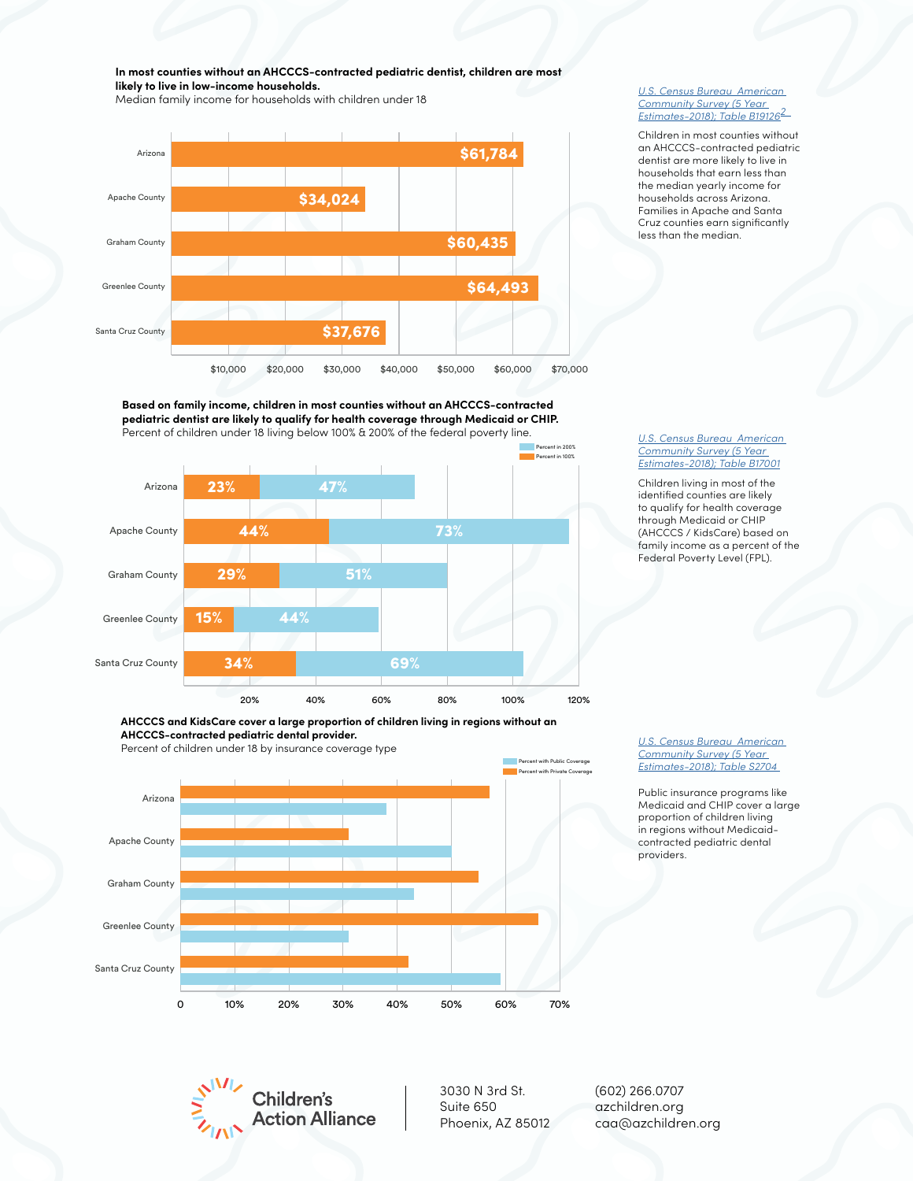**In most counties without an AHCCCS-contracted pediatric dentist, children are most likely to live in low-income households.**
Median family income for households with children under 18

Arizona $61,784
Apache County $34,024
Graham County $60,435
Greenlee County $64,493
Santa Cruz County $37,676

$10,000 $20,000 $30,000 $40,000 $50,000 $60,000 $70,000

*U.S. Census Bureau American Community Survey (5 Year Estimates-2018); Table B19126*[2]

Children in most counties without an AHCCCS-contracted pediatric dentist are more likely to live in households that earn less than the median yearly income for households across Arizona. Families in Apache and Santa Cruz counties earn significantly less than the median.

**Based on family income, children in most counties without an AHCCCS-contracted pediatric dentist are likely to qualify for health coverage through Medicaid or CHIP.**
Percent of children under 18 living below 100% & 200% of the federal poverty line.

Percent in 200%
Percent in 100%

Arizona 23% 47%
Apache County 44% 73%
Graham County 29% 51%
Greenlee County 15% 44%
Santa Cruz County 34% 69%

20% 40% 60% 80% 100% 120%

*U.S. Census Bureau American Community Survey (5 Year Estimates-2018); Table B17001*

Children living in most of the identified counties are likely to qualify for health coverage through Medicaid or CHIP (AHCCCS / KidsCare) based on family income as a percent of the Federal Poverty Level (FPL).

**AHCCCS and KidsCare cover a large proportion of children living in regions without an AHCCCS-contracted pediatric dental provider.**
Percent of children under 18 by insurance coverage type

Percent with Public Coverage
Percent with Private Coverage

Arizona
Apache County
Graham County
Greenlee County
Santa Cruz County

0 10% 20% 30% 40% 50% 60% 70%

*U.S. Census Bureau American Community Survey (5 Year Estimates-2018); Table S2704*

Public insurance programs like Medicaid and CHIP cover a large proportion of children living in regions without Medicaid-contracted pediatric dental providers.

Children's Action Alliance

3030 N 3rd St.
Suite 650
Phoenix, AZ 85012

(602) 266.0707
azchildren.org
caa@azchildren.org